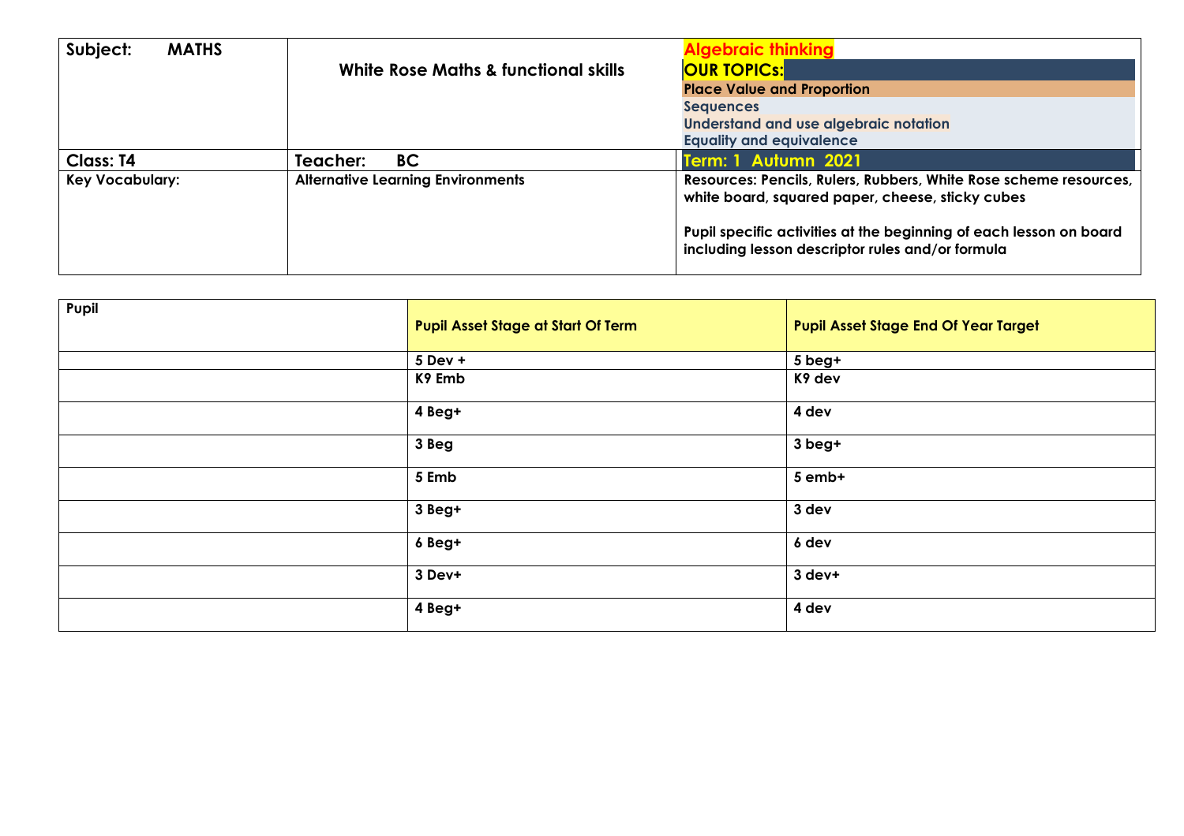| Subject: MATHS | White Rose Maths & functional skills | Algebraic thinking<br>OUR TOPICs:<br>Place Value and Proportion<br>Sequences<br>Understand and use algebraic notation<br>Equality and equivalence |
|---|---|---|
| **Class: T4** | **Teacher: BC** | **Term: 1 Autumn 2021** |
| **Key Vocabulary:** | **Alternative Learning Environments** | **Resources: Pencils, Rulers, Rubbers, White Rose scheme resources, white board, squared paper, cheese, sticky cubes**<br><br>**Pupil specific activities at the beginning of each lesson on board including lesson descriptor rules and/or formula** |

| Pupil | Pupil Asset Stage at Start Of Term | Pupil Asset Stage End Of Year Target |
|---|---|---|
| | 5 Dev + | 5 beg+ |
| | K9 Emb | K9 dev |
| | 4 Beg+ | 4 dev |
| | 3 Beg | 3 beg+ |
| | 5 Emb | 5 emb+ |
| | 3 Beg+ | 3 dev |
| | 6 Beg+ | 6 dev |
| | 3 Dev+ | 3 dev+ |
| | 4 Beg+ | 4 dev |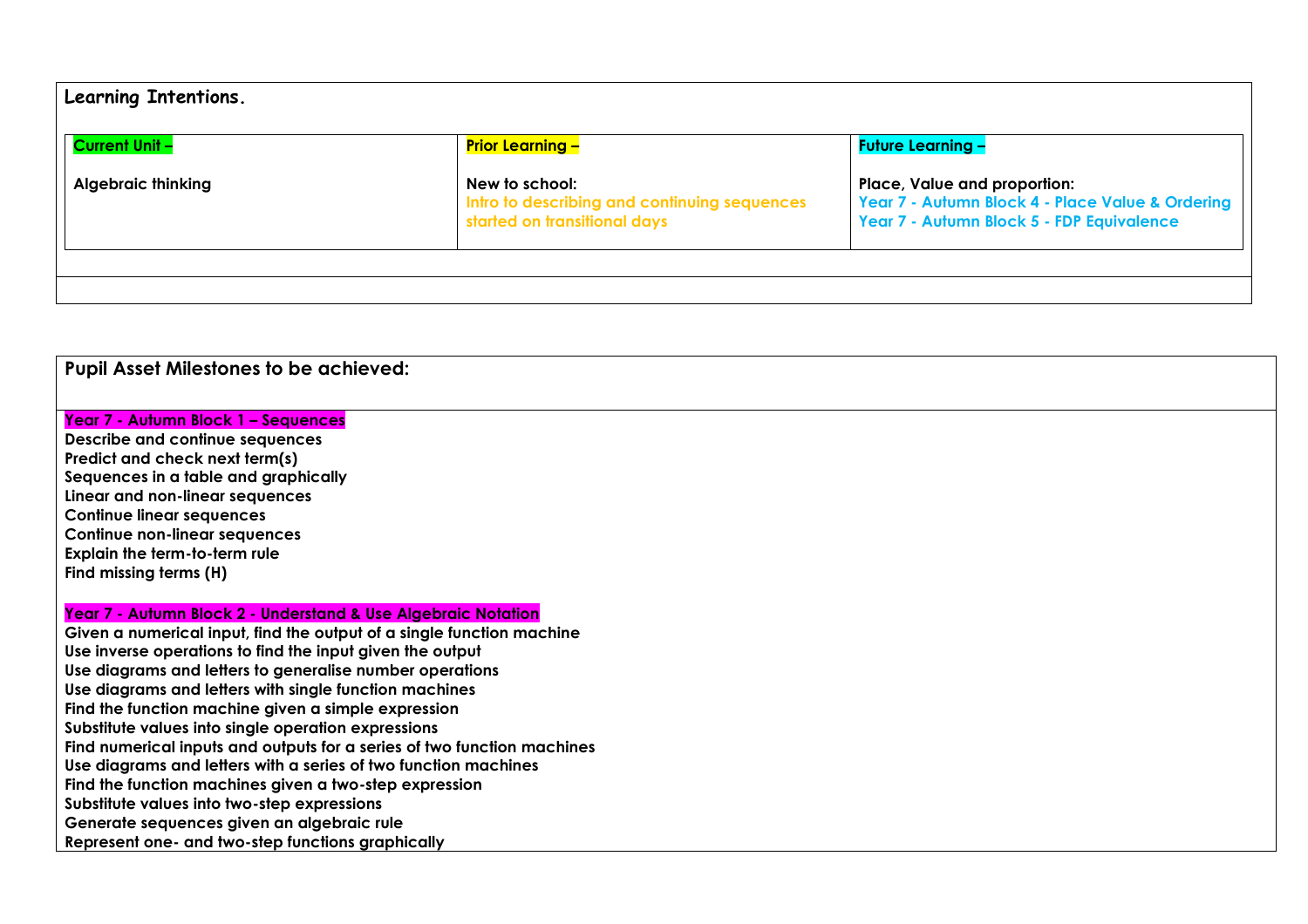## Learning Intentions.

| **Current Unit –** | **Prior Learning –** | **Future Learning –** |
|---|---|---|
| **Algebraic thinking** | **New to school:** **Intro to describing and continuing sequences started on transitional days** | **Place, Value and proportion:** **Year 7 - Autumn Block 4 - Place Value & Ordering** **Year 7 - Autumn Block 5 - FDP Equivalence** |

## Pupil Asset Milestones to be achieved:

**Year 7 - Autumn Block 1 – Sequences**

**Describe and continue sequences**
**Predict and check next term(s)**
**Sequences in a table and graphically**
**Linear and non-linear sequences**
**Continue linear sequences**
**Continue non-linear sequences**
**Explain the term-to-term rule**
**Find missing terms (H)**

**Year 7 - Autumn Block 2 - Understand & Use Algebraic Notation**

**Given a numerical input, find the output of a single function machine**
**Use inverse operations to find the input given the output**
**Use diagrams and letters to generalise number operations**
**Use diagrams and letters with single function machines**
**Find the function machine given a simple expression**
**Substitute values into single operation expressions**
**Find numerical inputs and outputs for a series of two function machines**
**Use diagrams and letters with a series of two function machines**
**Find the function machines given a two-step expression**
**Substitute values into two-step expressions**
**Generate sequences given an algebraic rule**
**Represent one- and two-step functions graphically**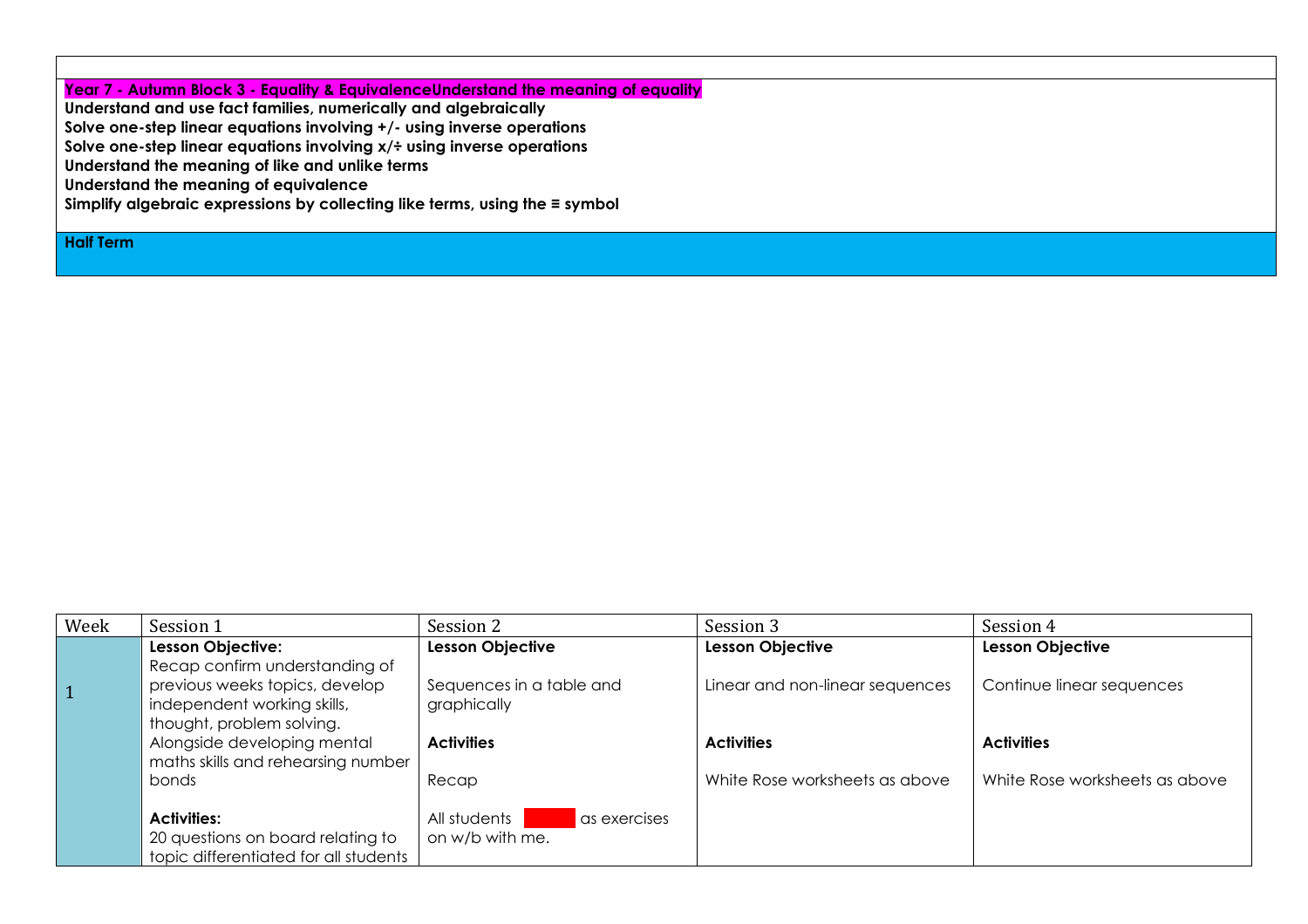| |
|---|
| **Year 7 - Autumn Block 3 - Equality & EquivalenceUnderstand the meaning of equality**<br>**Understand and use fact families, numerically and algebraically**<br>**Solve one-step linear equations involving +/- using inverse operations**<br>**Solve one-step linear equations involving x/÷ using inverse operations**<br>**Understand the meaning of like and unlike terms**<br>**Understand the meaning of equivalence**<br>**Simplify algebraic expressions by collecting like terms, using the ≡ symbol** |
| **Half Term** |

| Week | Session 1 | Session 2 | Session 3 | Session 4 |
|---|---|---|---|---|
| 1 | **Lesson Objective:**<br>Recap confirm understanding of previous weeks topics, develop independent working skills, thought, problem solving.<br>Alongside developing mental maths skills and rehearsing number bonds<br><br>**Activities:**<br>20 questions on board relating to topic differentiated for all students | **Lesson Objective**<br><br>Sequences in a table and graphically<br><br>**Activities**<br><br>Recap<br><br>All students as exercises on w/b with me. | **Lesson Objective**<br><br>Linear and non-linear sequences<br><br>**Activities**<br><br>White Rose worksheets as above | **Lesson Objective**<br><br>Continue linear sequences<br><br>**Activities**<br><br>White Rose worksheets as above |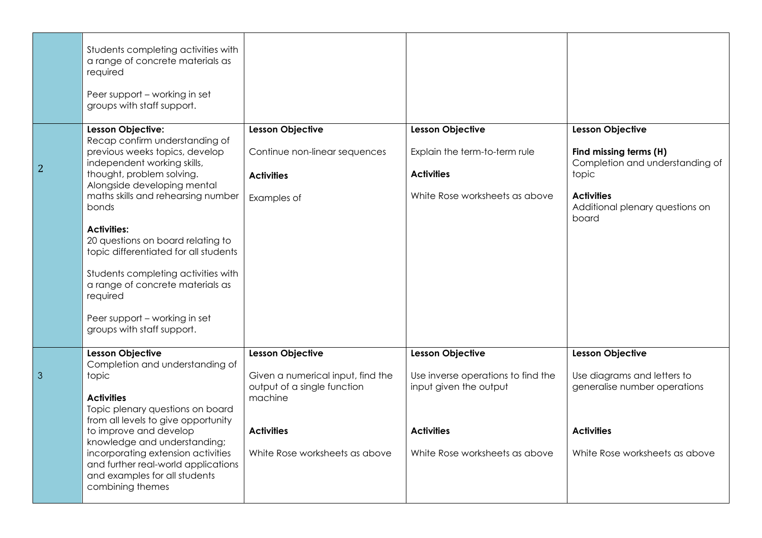| | | | | |
|---|---|---|---|---|
| | Students completing activities with a range of concrete materials as required<br><br>Peer support – working in set groups with staff support. | | | |
| 2 | **Lesson Objective:**<br>Recap confirm understanding of previous weeks topics, develop independent working skills, thought, problem solving. Alongside developing mental maths skills and rehearsing number bonds<br><br>**Activities:**<br>20 questions on board relating to topic differentiated for all students<br><br>Students completing activities with a range of concrete materials as required<br><br>Peer support – working in set groups with staff support. | **Lesson Objective**<br><br>Continue non-linear sequences<br><br>**Activities**<br><br>Examples of | **Lesson Objective**<br><br>Explain the term-to-term rule<br><br>**Activities**<br><br>White Rose worksheets as above | **Lesson Objective**<br><br>**Find missing terms (H)**<br>Completion and understanding of topic<br><br>**Activities**<br>Additional plenary questions on board |
| 3 | **Lesson Objective**<br>Completion and understanding of topic<br><br>**Activities**<br>Topic plenary questions on board from all levels to give opportunity to improve and develop knowledge and understanding; incorporating extension activities and further real-world applications and examples for all students combining themes | **Lesson Objective**<br><br>Given a numerical input, find the output of a single function machine<br><br>**Activities**<br><br>White Rose worksheets as above | **Lesson Objective**<br><br>Use inverse operations to find the input given the output<br><br>**Activities**<br><br>White Rose worksheets as above | **Lesson Objective**<br><br>Use diagrams and letters to generalise number operations<br><br>**Activities**<br><br>White Rose worksheets as above |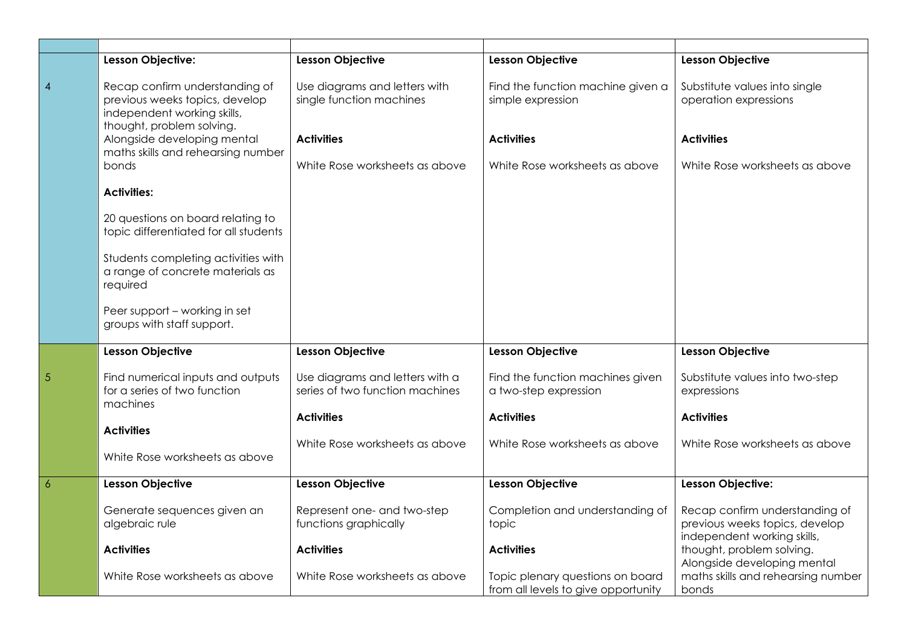| | | | | |
|---|---|---|---|---|
| 4 | **Lesson Objective:**<br><br>Recap confirm understanding of previous weeks topics, develop independent working skills, thought, problem solving. Alongside developing mental maths skills and rehearsing number bonds<br><br>**Activities:**<br><br>20 questions on board relating to topic differentiated for all students<br><br>Students completing activities with a range of concrete materials as required<br><br>Peer support – working in set groups with staff support. | **Lesson Objective**<br><br>Use diagrams and letters with single function machines<br><br>**Activities**<br><br>White Rose worksheets as above | **Lesson Objective**<br><br>Find the function machine given a simple expression<br><br>**Activities**<br><br>White Rose worksheets as above | **Lesson Objective**<br><br>Substitute values into single operation expressions<br><br>**Activities**<br><br>White Rose worksheets as above |
| 5 | **Lesson Objective**<br><br>Find numerical inputs and outputs for a series of two function machines<br><br>**Activities**<br><br>White Rose worksheets as above | **Lesson Objective**<br><br>Use diagrams and letters with a series of two function machines<br><br>**Activities**<br><br>White Rose worksheets as above | **Lesson Objective**<br><br>Find the function machines given a two-step expression<br><br>**Activities**<br><br>White Rose worksheets as above | **Lesson Objective**<br><br>Substitute values into two-step expressions<br><br>**Activities**<br><br>White Rose worksheets as above |
| 6 | **Lesson Objective**<br><br>Generate sequences given an algebraic rule<br><br>**Activities**<br><br>White Rose worksheets as above | **Lesson Objective**<br><br>Represent one- and two-step functions graphically<br><br>**Activities**<br><br>White Rose worksheets as above | **Lesson Objective**<br><br>Completion and understanding of topic<br><br>**Activities**<br><br>Topic plenary questions on board from all levels to give opportunity | **Lesson Objective:**<br><br>Recap confirm understanding of previous weeks topics, develop independent working skills, thought, problem solving. Alongside developing mental maths skills and rehearsing number bonds |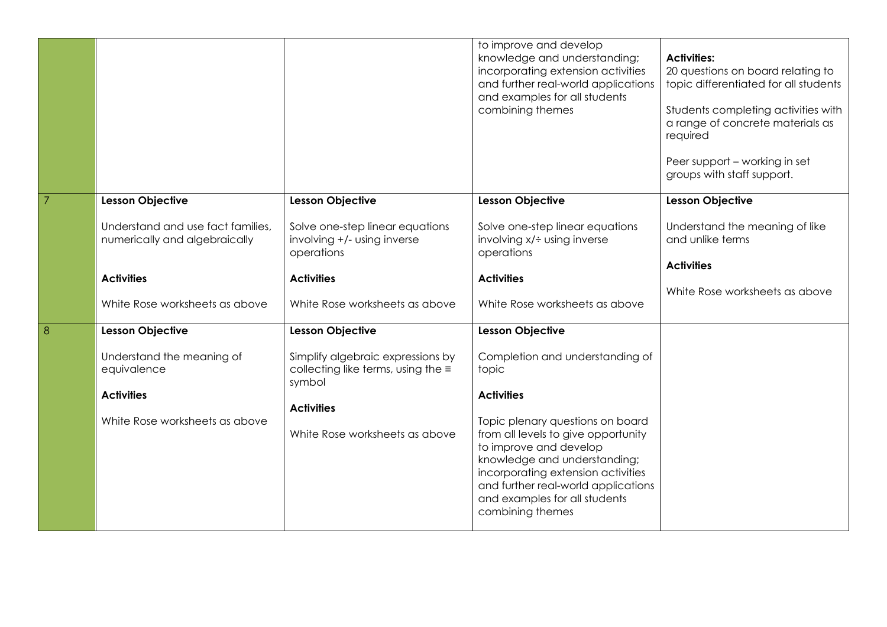| | | | | |
|---|---|---|---|---|
| | | | to improve and develop knowledge and understanding; incorporating extension activities and further real-world applications and examples for all students combining themes | **Activities:**<br>20 questions on board relating to topic differentiated for all students<br><br>Students completing activities with a range of concrete materials as required<br><br>Peer support – working in set groups with staff support. |
| 7 | **Lesson Objective**<br><br>Understand and use fact families, numerically and algebraically<br><br>**Activities**<br><br>White Rose worksheets as above | **Lesson Objective**<br><br>Solve one-step linear equations involving +/- using inverse operations<br><br>**Activities**<br><br>White Rose worksheets as above | **Lesson Objective**<br><br>Solve one-step linear equations involving x/÷ using inverse operations<br><br>**Activities**<br><br>White Rose worksheets as above | **Lesson Objective**<br><br>Understand the meaning of like and unlike terms<br><br>**Activities**<br><br>White Rose worksheets as above |
| 8 | **Lesson Objective**<br><br>Understand the meaning of equivalence<br><br>**Activities**<br><br>White Rose worksheets as above | **Lesson Objective**<br><br>Simplify algebraic expressions by collecting like terms, using the ≡ symbol<br><br>**Activities**<br><br>White Rose worksheets as above | **Lesson Objective**<br><br>Completion and understanding of topic<br><br>**Activities**<br><br>Topic plenary questions on board from all levels to give opportunity to improve and develop knowledge and understanding; incorporating extension activities and further real-world applications and examples for all students combining themes | |